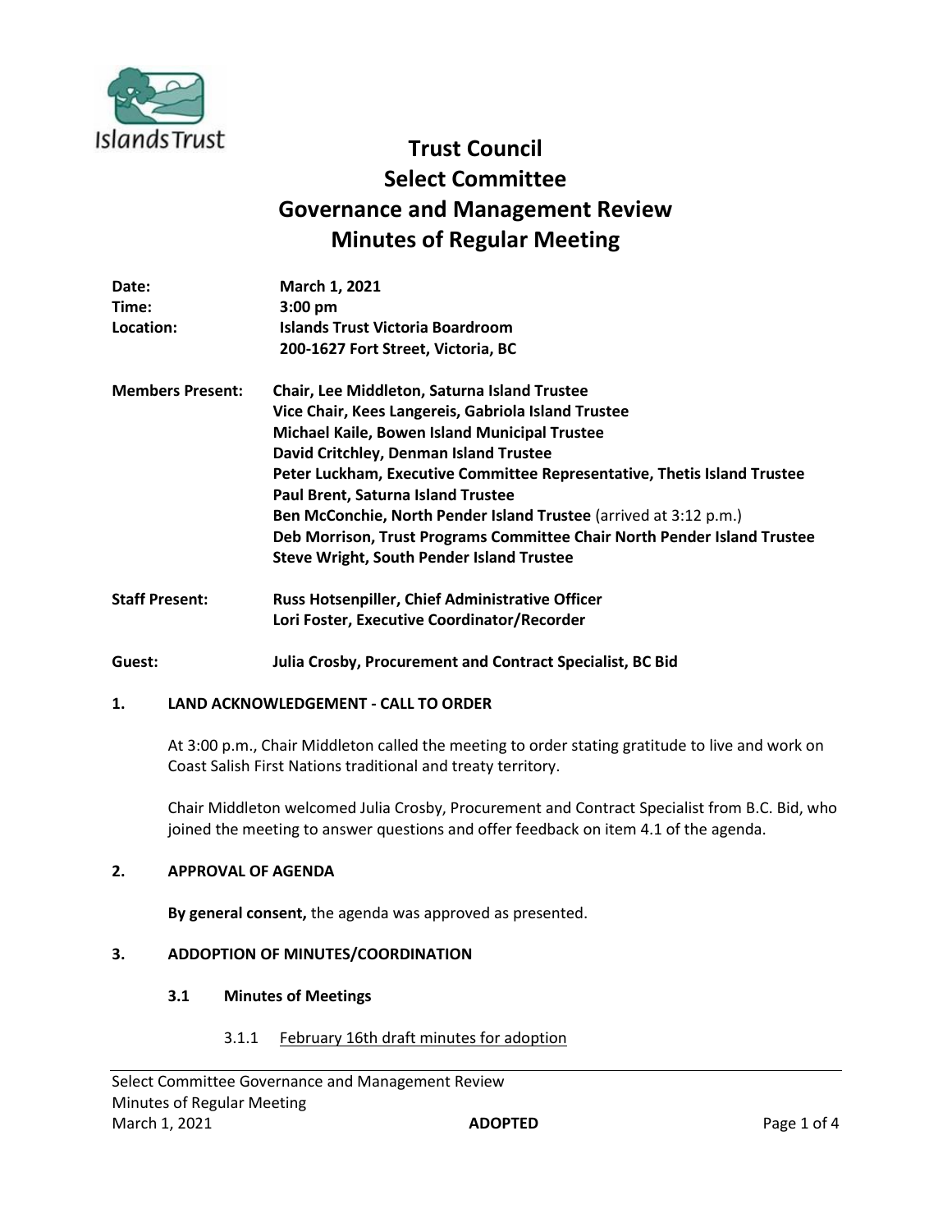# Trust Council
# Select Committee
# Governance and Management Review
# Minutes of Regular Meeting

**Date:** **March 1, 2021**
**Time:** **3:00 pm**
**Location:** **Islands Trust Victoria Boardroom**
**200-1627 Fort Street, Victoria, BC**

**Members Present:**
**Chair, Lee Middleton, Saturna Island Trustee**
**Vice Chair, Kees Langereis, Gabriola Island Trustee**
**Michael Kaile, Bowen Island Municipal Trustee**
**David Critchley, Denman Island Trustee**
**Peter Luckham, Executive Committee Representative, Thetis Island Trustee**
**Paul Brent, Saturna Island Trustee**
**Ben McConchie, North Pender Island Trustee** (arrived at 3:12 p.m.)
**Deb Morrison, Trust Programs Committee Chair North Pender Island Trustee**
**Steve Wright, South Pender Island Trustee**

**Staff Present:**
**Russ Hotsenpiller, Chief Administrative Officer**
**Lori Foster, Executive Coordinator/Recorder**

**Guest:** **Julia Crosby, Procurement and Contract Specialist, BC Bid**

## 1. LAND ACKNOWLEDGEMENT - CALL TO ORDER

At 3:00 p.m., Chair Middleton called the meeting to order stating gratitude to live and work on Coast Salish First Nations traditional and treaty territory.

Chair Middleton welcomed Julia Crosby, Procurement and Contract Specialist from B.C. Bid, who joined the meeting to answer questions and offer feedback on item 4.1 of the agenda.

## 2. APPROVAL OF AGENDA

**By general consent,** the agenda was approved as presented.

## 3. ADDOPTION OF MINUTES/COORDINATION

### 3.1 Minutes of Meetings

3.1.1 February 16th draft minutes for adoption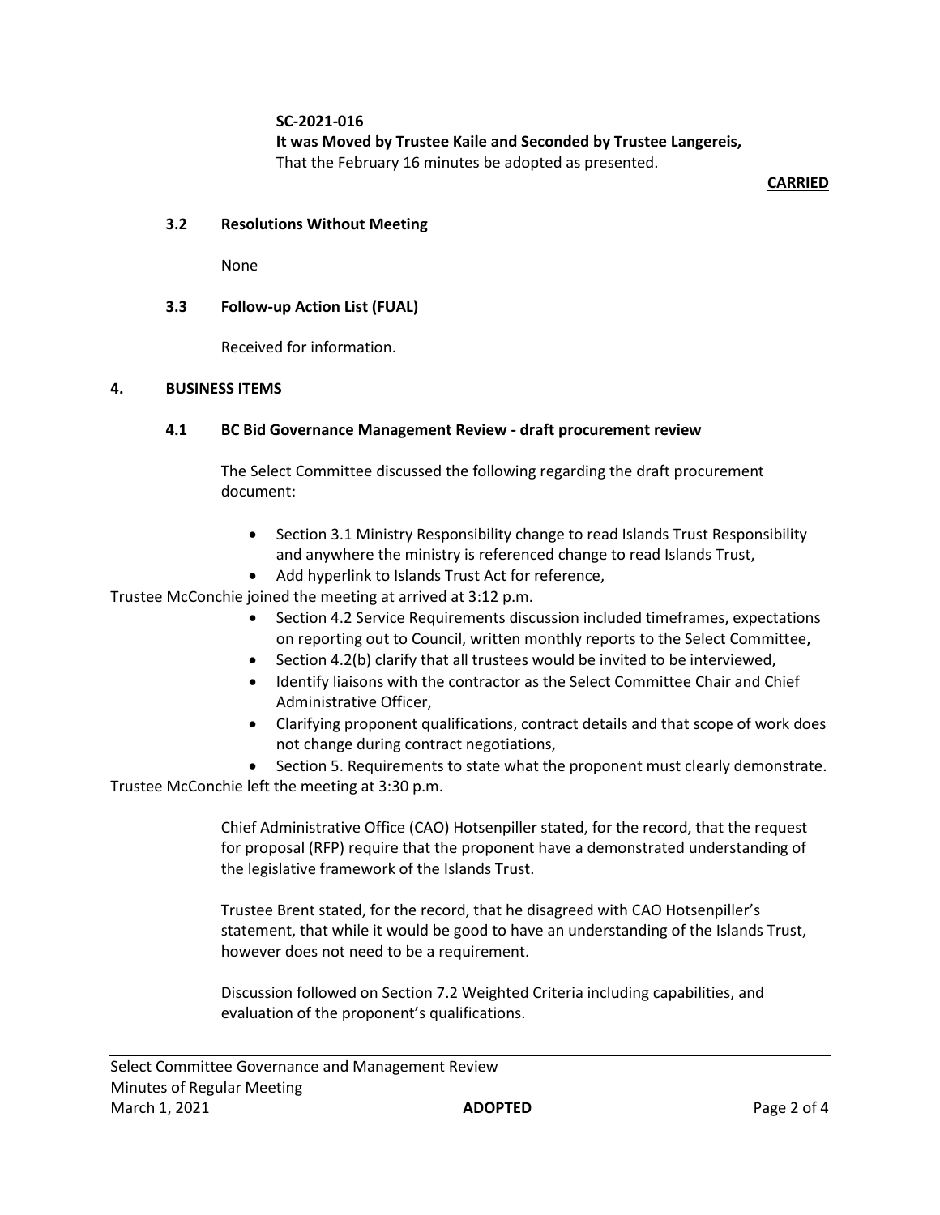**SC-2021-016**
**It was Moved by Trustee Kaile and Seconded by Trustee Langereis,**
That the February 16 minutes be adopted as presented.

**CARRIED**

### 3.2 Resolutions Without Meeting

None

### 3.3 Follow-up Action List (FUAL)

Received for information.

## 4. BUSINESS ITEMS

### 4.1 BC Bid Governance Management Review - draft procurement review

The Select Committee discussed the following regarding the draft procurement document:

- Section 3.1 Ministry Responsibility change to read Islands Trust Responsibility and anywhere the ministry is referenced change to read Islands Trust,
- Add hyperlink to Islands Trust Act for reference,

Trustee McConchie joined the meeting at arrived at 3:12 p.m.

- Section 4.2 Service Requirements discussion included timeframes, expectations on reporting out to Council, written monthly reports to the Select Committee,
- Section 4.2(b) clarify that all trustees would be invited to be interviewed,
- Identify liaisons with the contractor as the Select Committee Chair and Chief Administrative Officer,
- Clarifying proponent qualifications, contract details and that scope of work does not change during contract negotiations,
- Section 5. Requirements to state what the proponent must clearly demonstrate.

Trustee McConchie left the meeting at 3:30 p.m.

Chief Administrative Office (CAO) Hotsenpiller stated, for the record, that the request for proposal (RFP) require that the proponent have a demonstrated understanding of the legislative framework of the Islands Trust.

Trustee Brent stated, for the record, that he disagreed with CAO Hotsenpiller's statement, that while it would be good to have an understanding of the Islands Trust, however does not need to be a requirement.

Discussion followed on Section 7.2 Weighted Criteria including capabilities, and evaluation of the proponent's qualifications.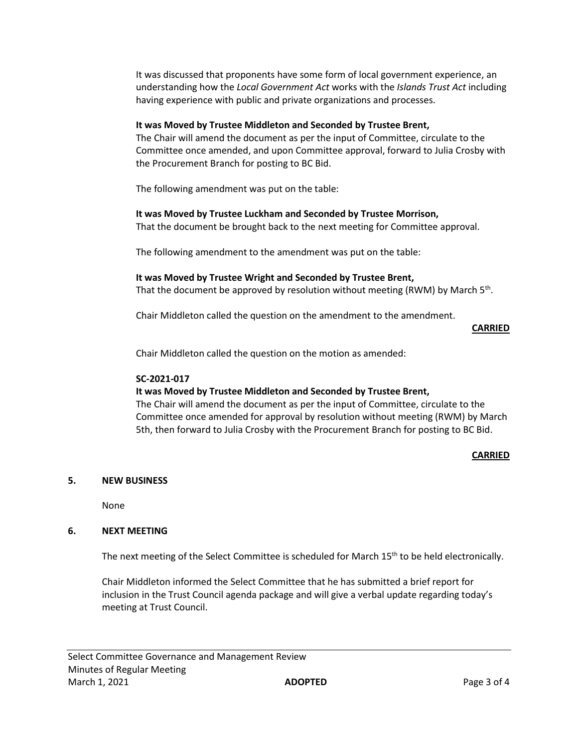It was discussed that proponents have some form of local government experience, an understanding how the *Local Government Act* works with the *Islands Trust Act* including having experience with public and private organizations and processes.

**It was Moved by Trustee Middleton and Seconded by Trustee Brent,**
The Chair will amend the document as per the input of Committee, circulate to the Committee once amended, and upon Committee approval, forward to Julia Crosby with the Procurement Branch for posting to BC Bid.

The following amendment was put on the table:

**It was Moved by Trustee Luckham and Seconded by Trustee Morrison,**
That the document be brought back to the next meeting for Committee approval.

The following amendment to the amendment was put on the table:

**It was Moved by Trustee Wright and Seconded by Trustee Brent,**
That the document be approved by resolution without meeting (RWM) by March 5th.

Chair Middleton called the question on the amendment to the amendment.

**CARRIED**

Chair Middleton called the question on the motion as amended:

**SC-2021-017**
**It was Moved by Trustee Middleton and Seconded by Trustee Brent,**
The Chair will amend the document as per the input of Committee, circulate to the Committee once amended for approval by resolution without meeting (RWM) by March 5th, then forward to Julia Crosby with the Procurement Branch for posting to BC Bid.

**CARRIED**

## 5. NEW BUSINESS

None

## 6. NEXT MEETING

The next meeting of the Select Committee is scheduled for March 15th to be held electronically.

Chair Middleton informed the Select Committee that he has submitted a brief report for inclusion in the Trust Council agenda package and will give a verbal update regarding today's meeting at Trust Council.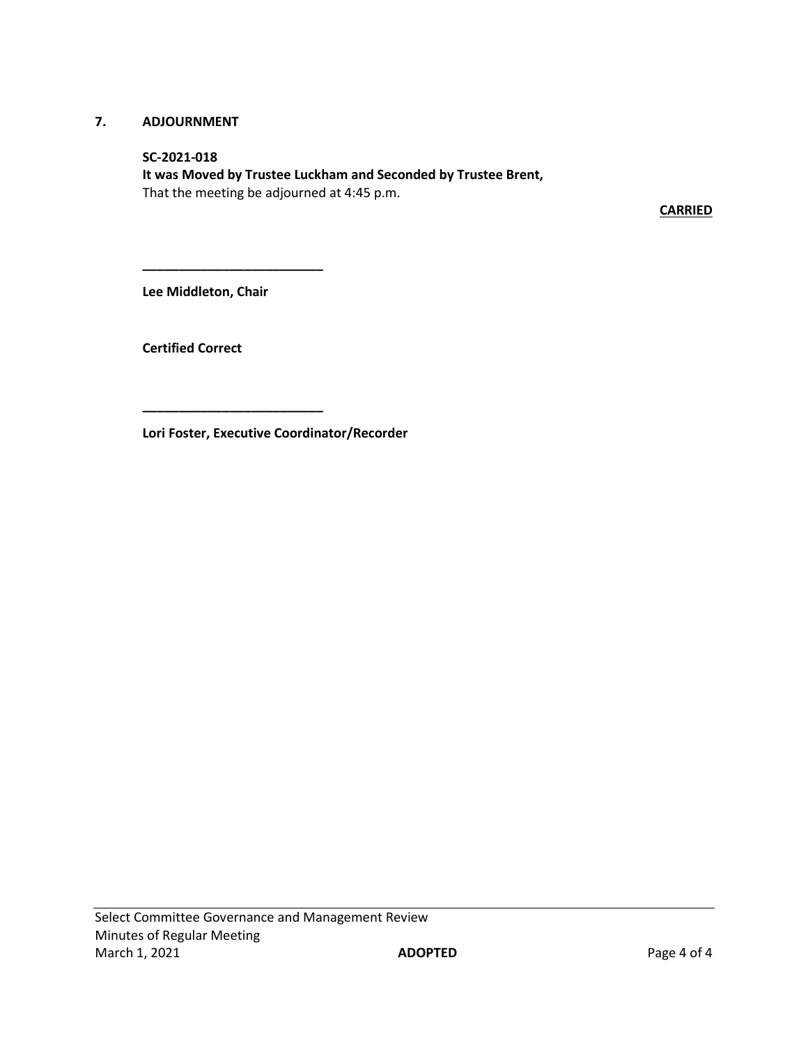## 7. ADJOURNMENT

**SC-2021-018**
**It was Moved by Trustee Luckham and Seconded by Trustee Brent,**
That the meeting be adjourned at 4:45 p.m.

**CARRIED**

**\_\_\_\_\_\_\_\_\_\_\_\_\_\_\_\_\_\_\_\_\_\_\_\_\_\_**

**Lee Middleton, Chair**

**Certified Correct**

**\_\_\_\_\_\_\_\_\_\_\_\_\_\_\_\_\_\_\_\_\_\_\_\_\_\_**

**Lori Foster, Executive Coordinator/Recorder**